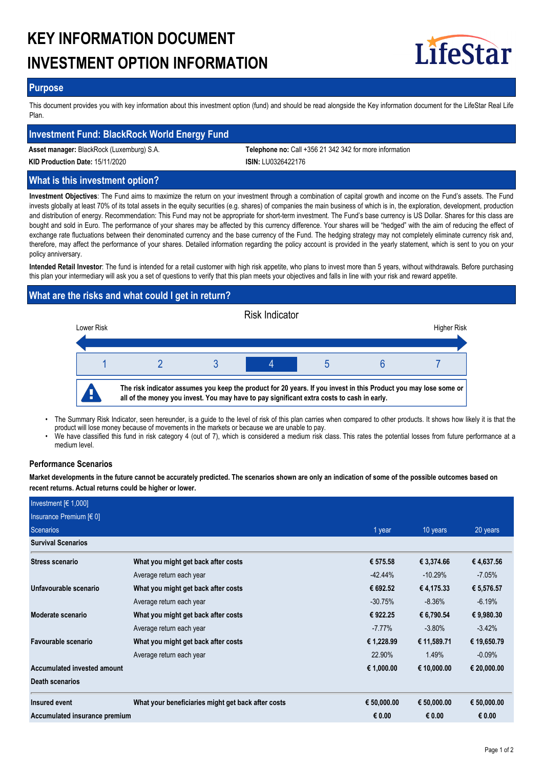# KEY INFORMATION DOCUMENT
# INVESTMENT OPTION INFORMATION

LifeStar

## Purpose

This document provides you with key information about this investment option (fund) and should be read alongside the Key information document for the LifeStar Real Life Plan.

## Investment Fund: BlackRock World Energy Fund

**Asset manager:** BlackRock (Luxemburg) S.A.

**Telephone no:** Call +356 21 342 342 for more information

**KID Production Date:** 15/11/2020

**ISIN:** LU0326422176

## What is this investment option?

**Investment Objectives**: The Fund aims to maximize the return on your investment through a combination of capital growth and income on the Fund's assets. The Fund invests globally at least 70% of its total assets in the equity securities (e.g. shares) of companies the main business of which is in, the exploration, development, production and distribution of energy. Recommendation: This Fund may not be appropriate for short-term investment. The Fund's base currency is US Dollar. Shares for this class are bought and sold in Euro. The performance of your shares may be affected by this currency difference. Your shares will be "hedged" with the aim of reducing the effect of exchange rate fluctuations between their denominated currency and the base currency of the Fund. The hedging strategy may not completely eliminate currency risk and, therefore, may affect the performance of your shares. Detailed information regarding the policy account is provided in the yearly statement, which is sent to you on your policy anniversary.

**Intended Retail Investor**: The fund is intended for a retail customer with high risk appetite, who plans to invest more than 5 years, without withdrawals. Before purchasing this plan your intermediary will ask you a set of questions to verify that this plan meets your objectives and falls in line with your risk and reward appetite.

## What are the risks and what could I get in return?

Risk Indicator

Lower Risk — Higher Risk

| 1 | 2 | 3 | **4** | 5 | 6 | 7 |
|---|---|---|---|---|---|---|

**The risk indicator assumes you keep the product for 20 years. If you invest in this Product you may lose some or all of the money you invest. You may have to pay significant extra costs to cash in early.**

- The Summary Risk Indicator, seen hereunder, is a guide to the level of risk of this plan carries when compared to other products. It shows how likely it is that the product will lose money because of movements in the markets or because we are unable to pay.
- We have classified this fund in risk category 4 (out of 7), which is considered a medium risk class. This rates the potential losses from future performance at a medium level.

### Performance Scenarios

**Market developments in the future cannot be accurately predicted. The scenarios shown are only an indication of some of the possible outcomes based on recent returns. Actual returns could be higher or lower.**

| Investment [€ 1,000] | | | | |
|---|---|---|---|---|
| Insurance Premium [€ 0] | | | | |
| Scenarios | | 1 year | 10 years | 20 years |
| **Survival Scenarios** | | | | |
| **Stress scenario** | **What you might get back after costs** | **€ 575.58** | **€ 3,374.66** | **€ 4,637.56** |
| | Average return each year | -42.44% | -10.29% | -7.05% |
| **Unfavourable scenario** | **What you might get back after costs** | **€ 692.52** | **€ 4,175.33** | **€ 5,576.57** |
| | Average return each year | -30.75% | -8.36% | -6.19% |
| **Moderate scenario** | **What you might get back after costs** | **€ 922.25** | **€ 6,790.54** | **€ 9,980.30** |
| | Average return each year | -7.77% | -3.80% | -3.42% |
| **Favourable scenario** | **What you might get back after costs** | **€ 1,228.99** | **€ 11,589.71** | **€ 19,650.79** |
| | Average return each year | 22.90% | 1.49% | -0.09% |
| **Accumulated invested amount** | | **€ 1,000.00** | **€ 10,000.00** | **€ 20,000.00** |
| **Death scenarios** | | | | |
| **Insured event** | **What your beneficiaries might get back after costs** | **€ 50,000.00** | **€ 50,000.00** | **€ 50,000.00** |
| **Accumulated insurance premium** | | **€ 0.00** | **€ 0.00** | **€ 0.00** |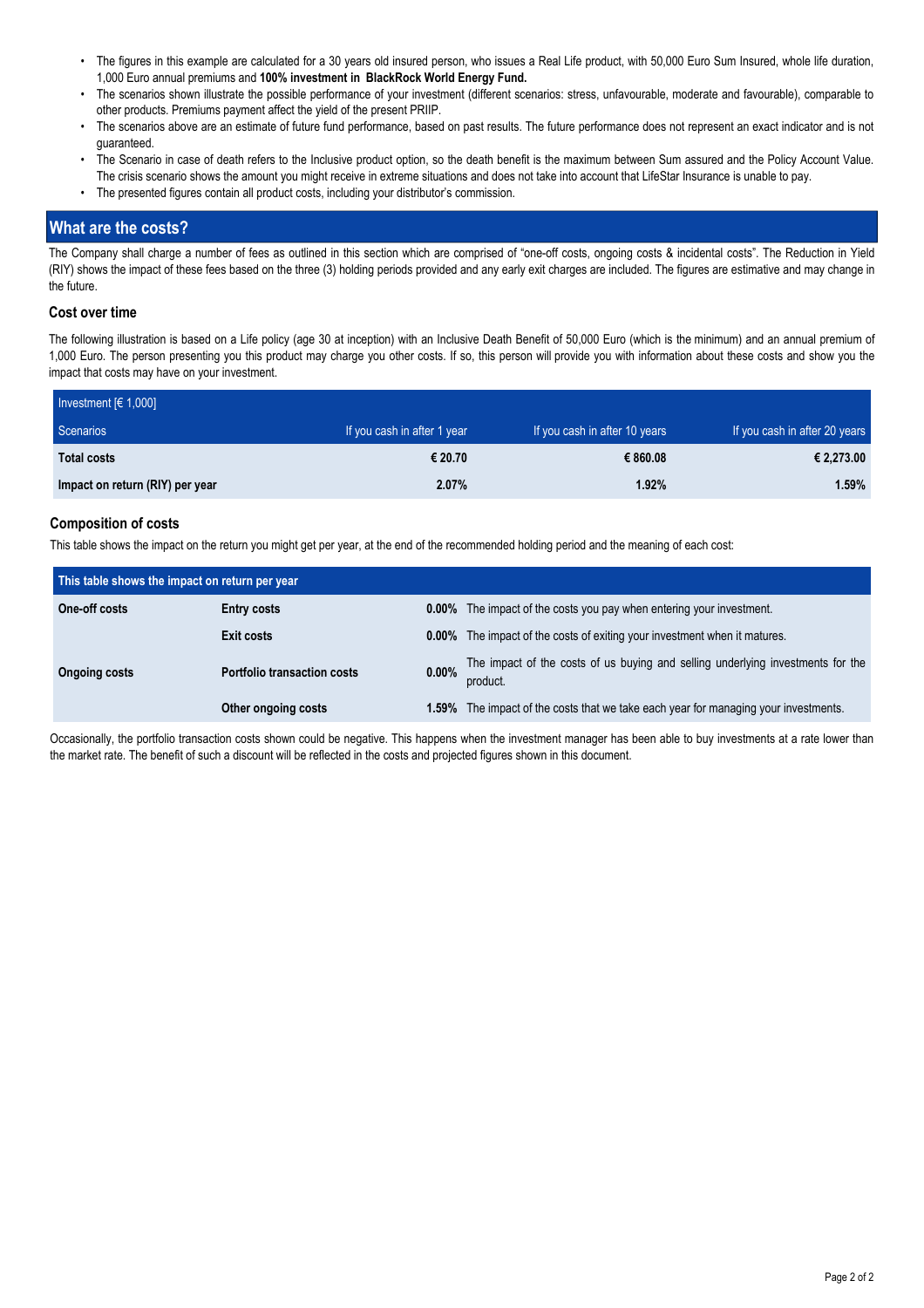- The figures in this example are calculated for a 30 years old insured person, who issues a Real Life product, with 50,000 Euro Sum Insured, whole life duration, 1,000 Euro annual premiums and **100% investment in BlackRock World Energy Fund.**
- The scenarios shown illustrate the possible performance of your investment (different scenarios: stress, unfavourable, moderate and favourable), comparable to other products. Premiums payment affect the yield of the present PRIIP.
- The scenarios above are an estimate of future fund performance, based on past results. The future performance does not represent an exact indicator and is not guaranteed.
- The Scenario in case of death refers to the Inclusive product option, so the death benefit is the maximum between Sum assured and the Policy Account Value. The crisis scenario shows the amount you might receive in extreme situations and does not take into account that LifeStar Insurance is unable to pay.
- The presented figures contain all product costs, including your distributor's commission.

## What are the costs?

The Company shall charge a number of fees as outlined in this section which are comprised of "one-off costs, ongoing costs & incidental costs". The Reduction in Yield (RIY) shows the impact of these fees based on the three (3) holding periods provided and any early exit charges are included. The figures are estimative and may change in the future.

### Cost over time

The following illustration is based on a Life policy (age 30 at inception) with an Inclusive Death Benefit of 50,000 Euro (which is the minimum) and an annual premium of 1,000 Euro. The person presenting you this product may charge you other costs. If so, this person will provide you with information about these costs and show you the impact that costs may have on your investment.

| Investment [€ 1,000] | | | |
|---|---|---|---|
| Scenarios | If you cash in after 1 year | If you cash in after 10 years | If you cash in after 20 years |
| **Total costs** | **€ 20.70** | **€ 860.08** | **€ 2,273.00** |
| **Impact on return (RIY) per year** | **2.07%** | **1.92%** | **1.59%** |

### Composition of costs

This table shows the impact on the return you might get per year, at the end of the recommended holding period and the meaning of each cost:

| This table shows the impact on return per year | | | |
|---|---|---|---|
| **One-off costs** | **Entry costs** | **0.00%** | The impact of the costs you pay when entering your investment. |
| | **Exit costs** | **0.00%** | The impact of the costs of exiting your investment when it matures. |
| **Ongoing costs** | **Portfolio transaction costs** | **0.00%** | The impact of the costs of us buying and selling underlying investments for the product. |
| | **Other ongoing costs** | **1.59%** | The impact of the costs that we take each year for managing your investments. |

Occasionally, the portfolio transaction costs shown could be negative. This happens when the investment manager has been able to buy investments at a rate lower than the market rate. The benefit of such a discount will be reflected in the costs and projected figures shown in this document.